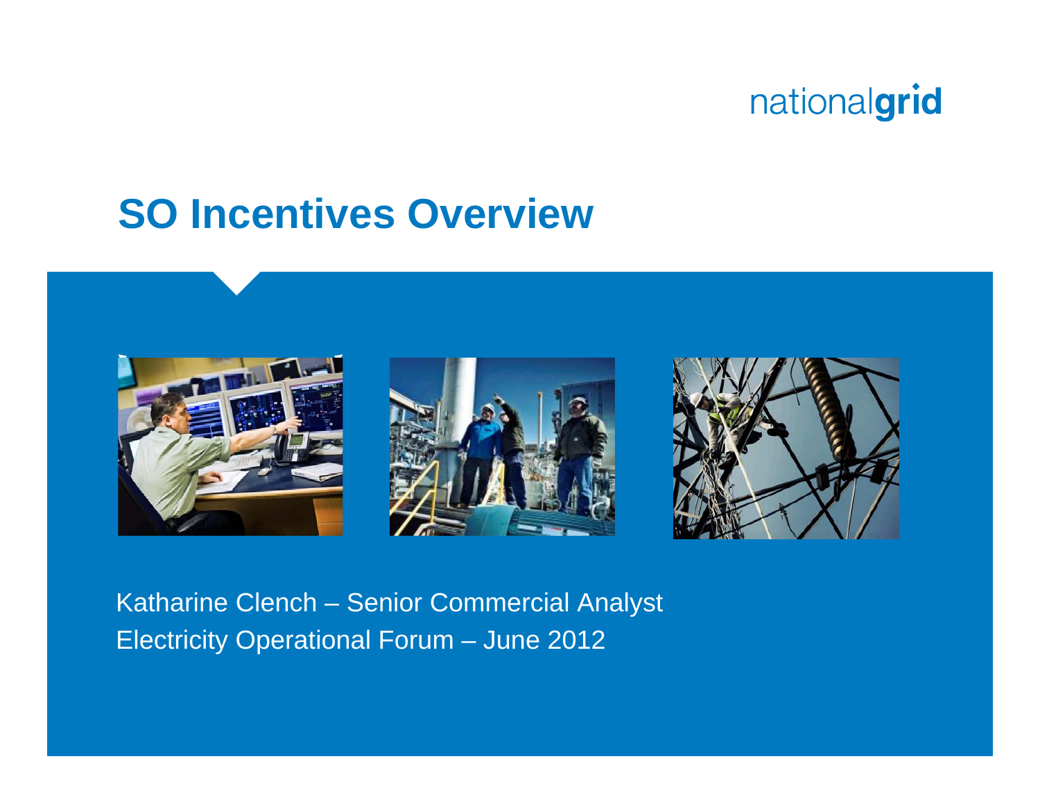nationalgrid

# SO Incentives Overview

Katharine Clench – Senior Commercial Analyst

Electricity Operational Forum – June 2012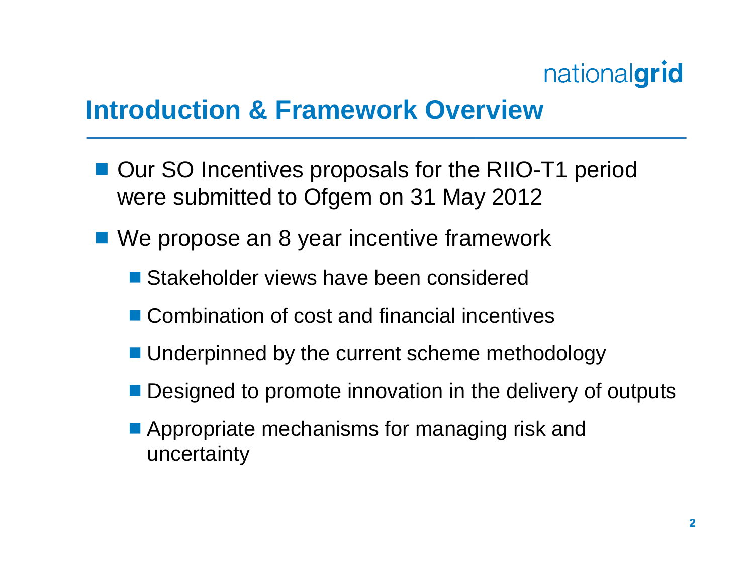# Introduction & Framework Overview

- Our SO Incentives proposals for the RIIO-T1 period were submitted to Ofgem on 31 May 2012
- We propose an 8 year incentive framework
  - Stakeholder views have been considered
  - Combination of cost and financial incentives
  - Underpinned by the current scheme methodology
  - Designed to promote innovation in the delivery of outputs
  - Appropriate mechanisms for managing risk and uncertainty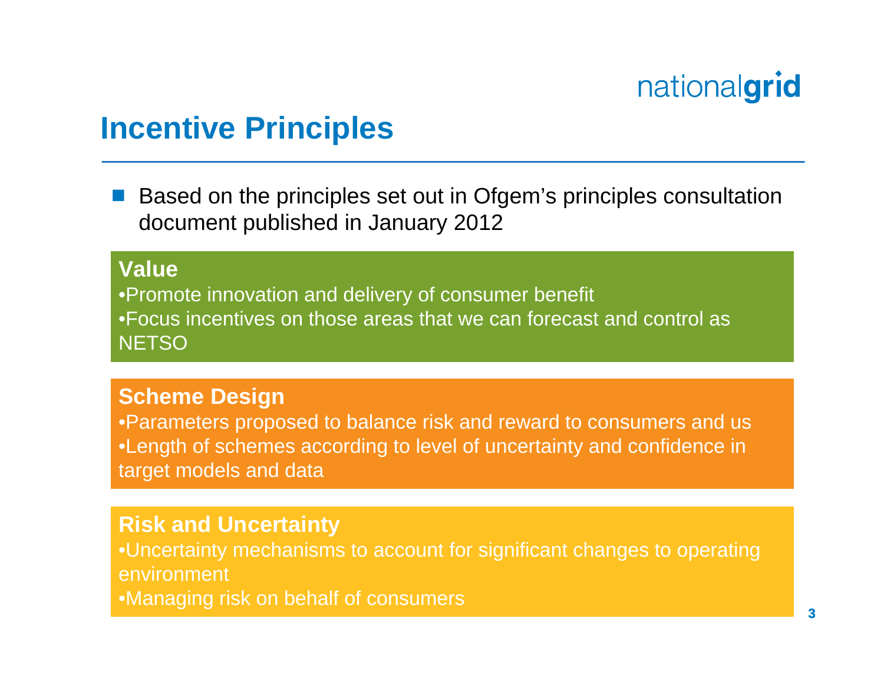# Incentive Principles

- Based on the principles set out in Ofgem's principles consultation document published in January 2012

**Value**

- Promote innovation and delivery of consumer benefit
- Focus incentives on those areas that we can forecast and control as NETSO

**Scheme Design**

- Parameters proposed to balance risk and reward to consumers and us
- Length of schemes according to level of uncertainty and confidence in target models and data

**Risk and Uncertainty**

- Uncertainty mechanisms to account for significant changes to operating environment
- Managing risk on behalf of consumers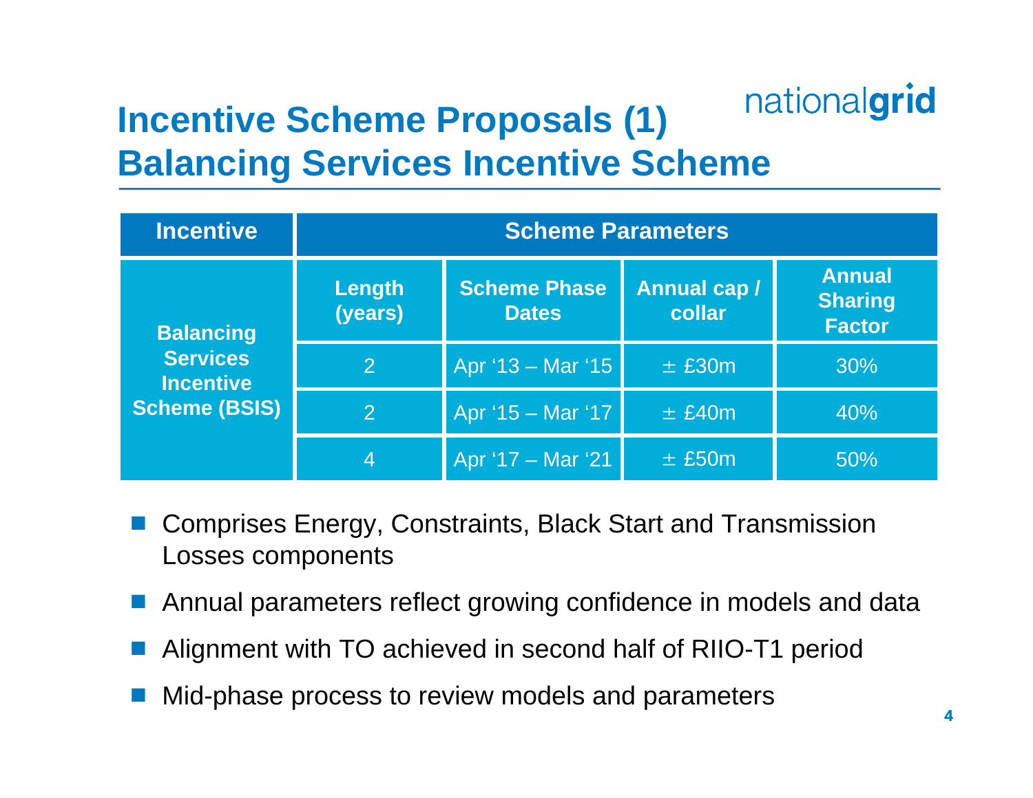# Incentive Scheme Proposals (1)
## Balancing Services Incentive Scheme

| Incentive | Scheme Parameters | | | |
|---|---|---|---|---|
| | Length (years) | Scheme Phase Dates | Annual cap / collar | Annual Sharing Factor |
| Balancing Services Incentive Scheme (BSIS) | 2 | Apr '13 – Mar '15 | ± £30m | 30% |
| | 2 | Apr '15 – Mar '17 | ± £40m | 40% |
| | 4 | Apr '17 – Mar '21 | ± £50m | 50% |

- Comprises Energy, Constraints, Black Start and Transmission Losses components
- Annual parameters reflect growing confidence in models and data
- Alignment with TO achieved in second half of RIIO-T1 period
- Mid-phase process to review models and parameters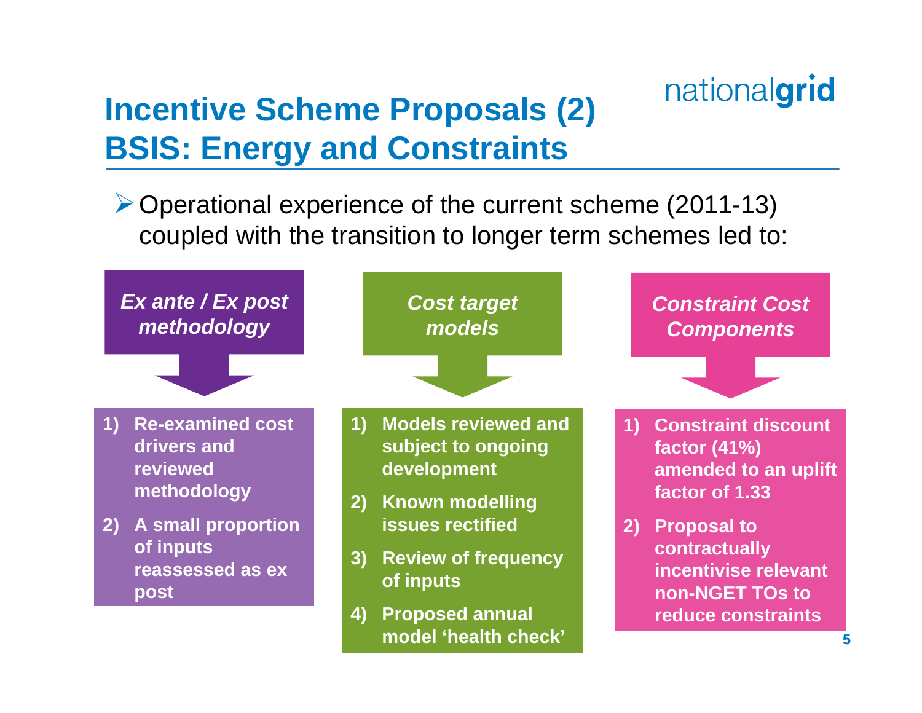# Incentive Scheme Proposals (2)
# BSIS: Energy and Constraints

- Operational experience of the current scheme (2011-13) coupled with the transition to longer term schemes led to:

### *Ex ante / Ex post methodology*

1) **Re-examined cost drivers and reviewed methodology**
2) **A small proportion of inputs reassessed as ex post**

### *Cost target models*

1) **Models reviewed and subject to ongoing development**
2) **Known modelling issues rectified**
3) **Review of frequency of inputs**
4) **Proposed annual model 'health check'**

### *Constraint Cost Components*

1) **Constraint discount factor (41%) amended to an uplift factor of 1.33**
2) **Proposal to contractually incentivise relevant non-NGET TOs to reduce constraints**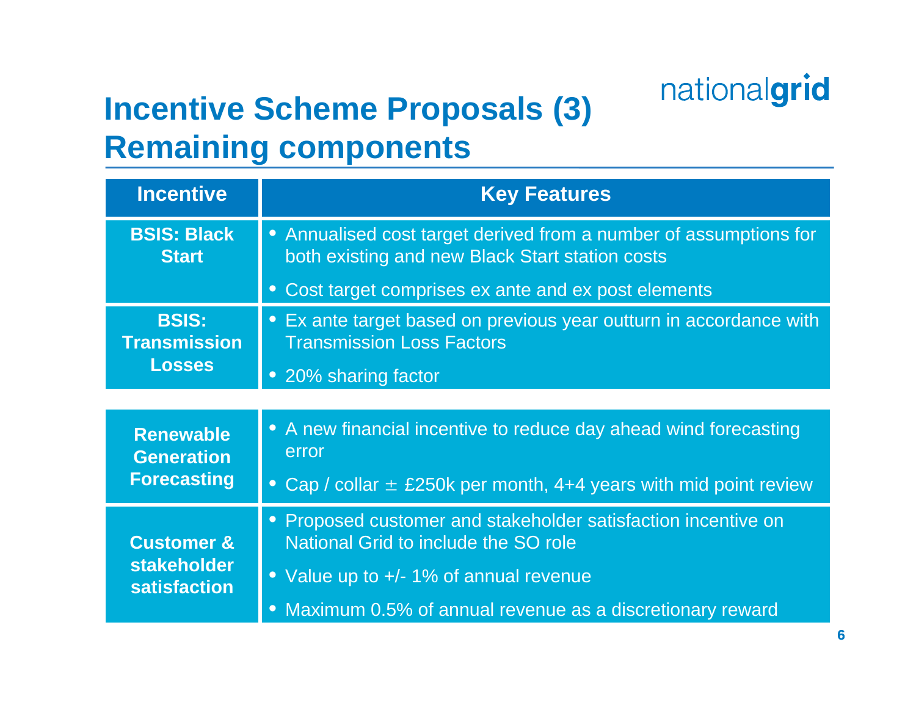# Incentive Scheme Proposals (3)
## Remaining components

| Incentive | Key Features |
| --- | --- |
| BSIS: Black Start | • Annualised cost target derived from a number of assumptions for both existing and new Black Start station costs<br>• Cost target comprises ex ante and ex post elements |
| BSIS: Transmission Losses | • Ex ante target based on previous year outturn in accordance with Transmission Loss Factors<br>• 20% sharing factor |
| Renewable Generation Forecasting | • A new financial incentive to reduce day ahead wind forecasting error<br>• Cap / collar ± £250k per month, 4+4 years with mid point review |
| Customer & stakeholder satisfaction | • Proposed customer and stakeholder satisfaction incentive on National Grid to include the SO role<br>• Value up to +/- 1% of annual revenue<br>• Maximum 0.5% of annual revenue as a discretionary reward |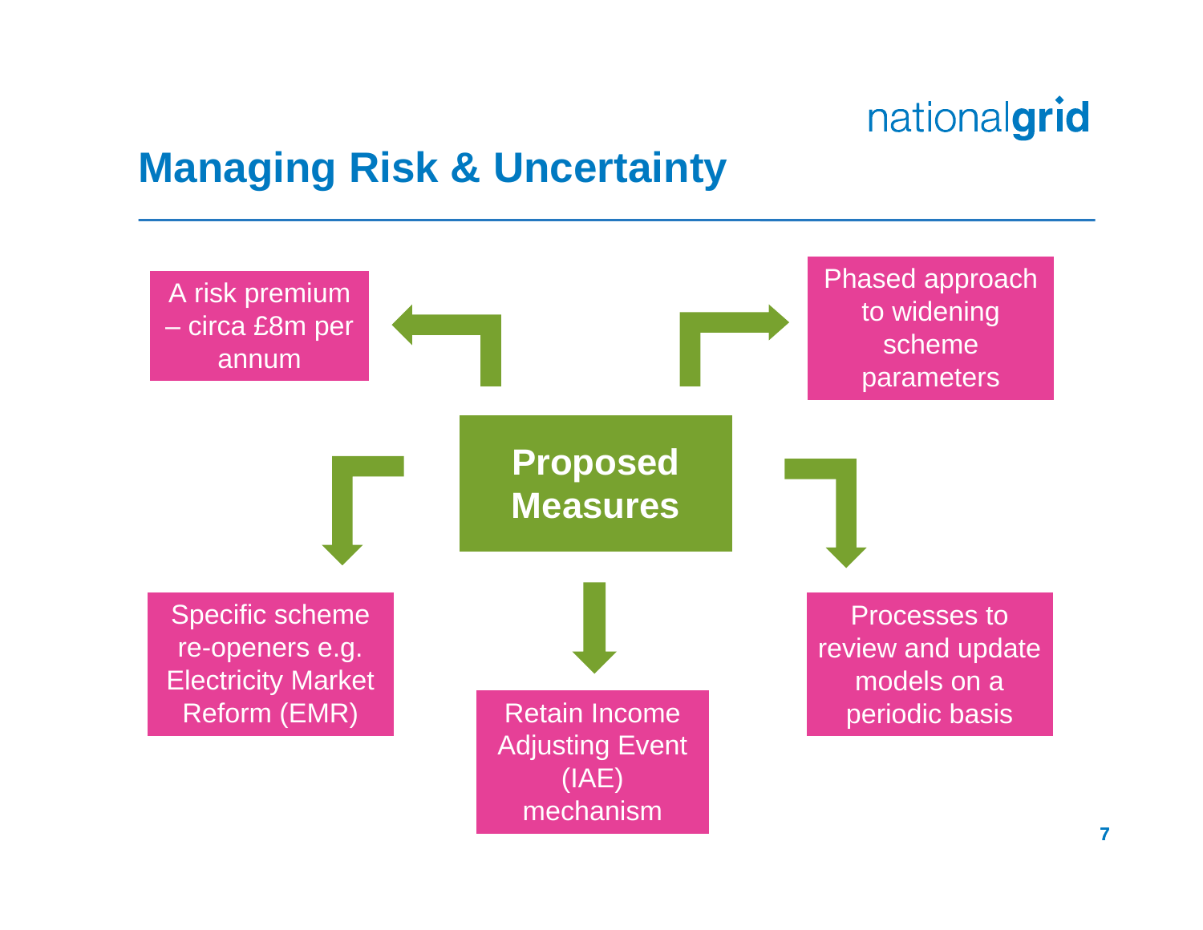# Managing Risk & Uncertainty

**Proposed Measures**

- A risk premium – circa £8m per annum
- Phased approach to widening scheme parameters
- Specific scheme re-openers e.g. Electricity Market Reform (EMR)
- Retain Income Adjusting Event (IAE) mechanism
- Processes to review and update models on a periodic basis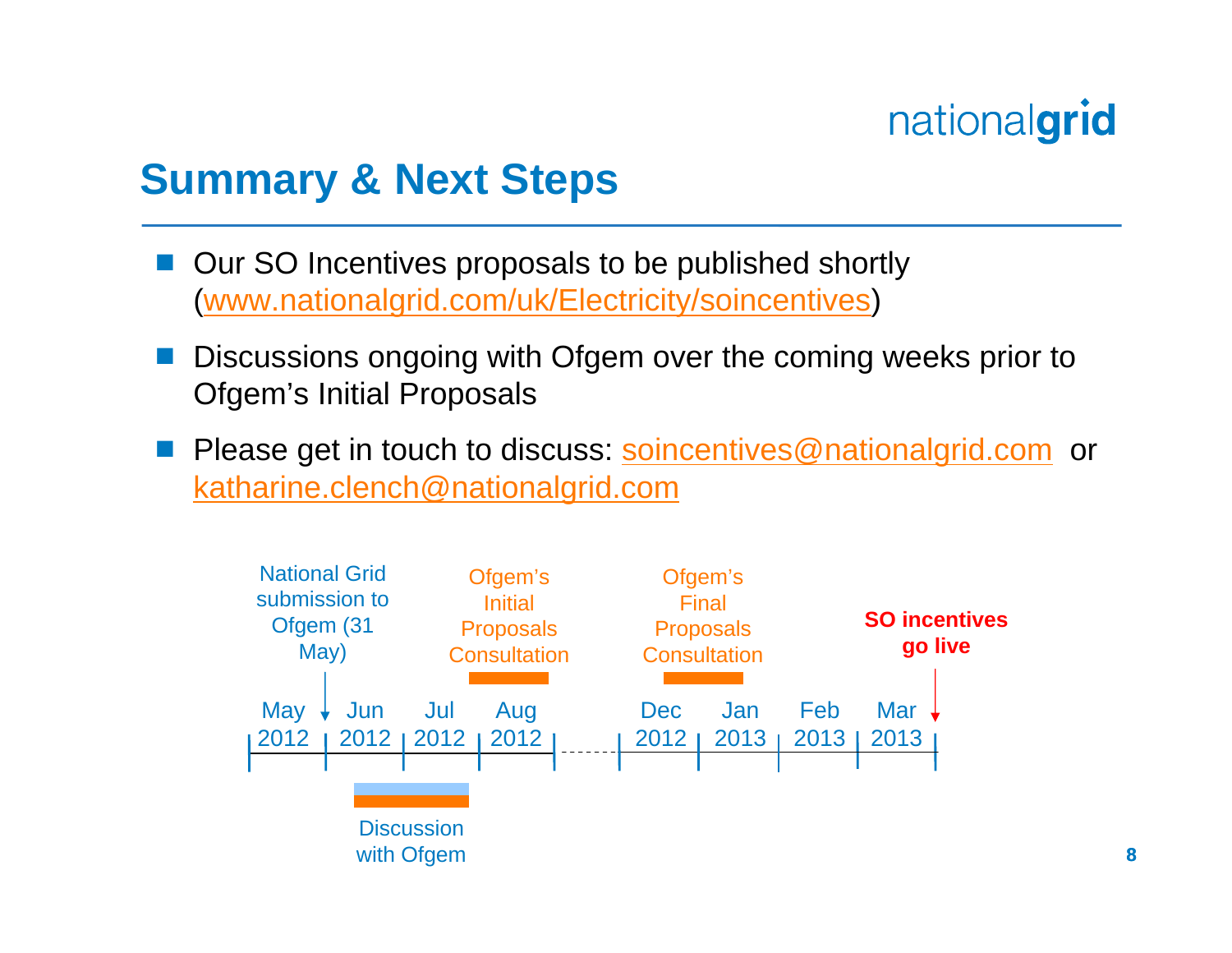# Summary & Next Steps

- Our SO Incentives proposals to be published shortly (www.nationalgrid.com/uk/Electricity/soincentives)
- Discussions ongoing with Ofgem over the coming weeks prior to Ofgem's Initial Proposals
- Please get in touch to discuss: soincentives@nationalgrid.com or katharine.clench@nationalgrid.com

National Grid submission to Ofgem (31 May)

Ofgem's Initial Proposals Consultation

Ofgem's Final Proposals Consultation

**SO incentives go live**

May 2012 | Jun 2012 | Jul 2012 | Aug 2012 | ... | Dec 2012 | Jan 2013 | Feb 2013 | Mar 2013

Discussion with Ofgem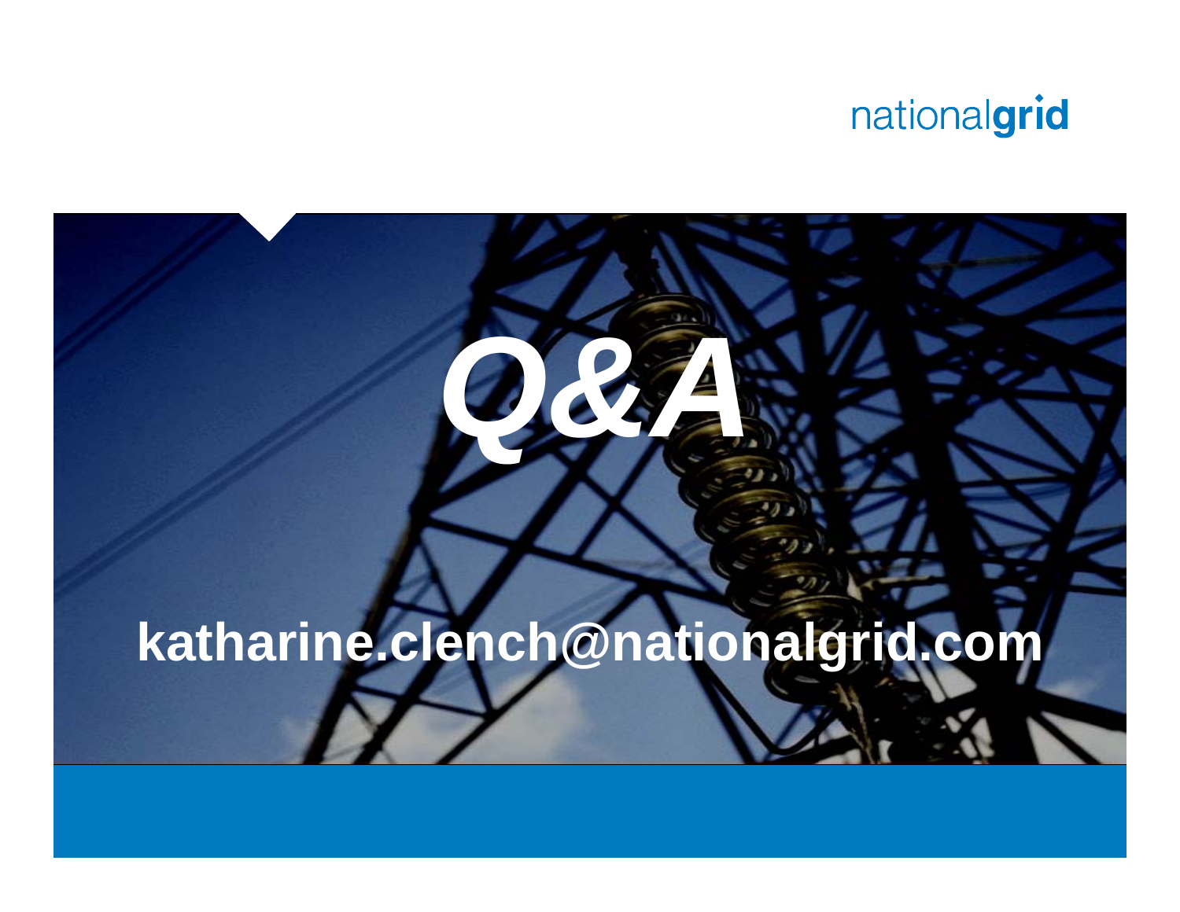nationalgrid

# *Q&A*

**katharine.clench@nationalgrid.com**